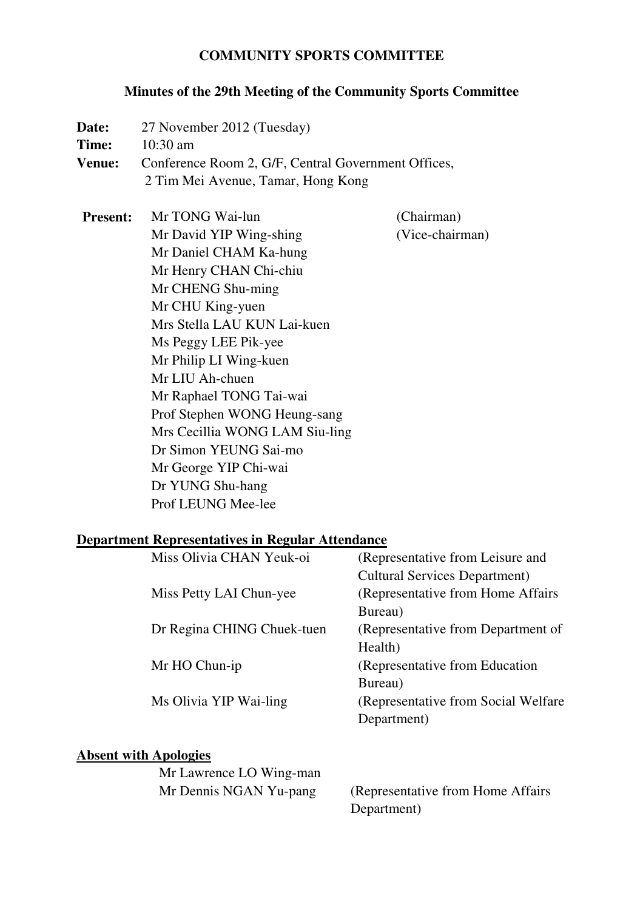# COMMUNITY SPORTS COMMITTEE

## Minutes of the 29th Meeting of the Community Sports Committee

**Date:** 27 November 2012 (Tuesday)

**Time:** 10:30 am

**Venue:** Conference Room 2, G/F, Central Government Offices, 2 Tim Mei Avenue, Tamar, Hong Kong

**Present:**

| | |
|---|---|
| Mr TONG Wai-lun | (Chairman) |
| Mr David YIP Wing-shing | (Vice-chairman) |
| Mr Daniel CHAM Ka-hung | |
| Mr Henry CHAN Chi-chiu | |
| Mr CHENG Shu-ming | |
| Mr CHU King-yuen | |
| Mrs Stella LAU KUN Lai-kuen | |
| Ms Peggy LEE Pik-yee | |
| Mr Philip LI Wing-kuen | |
| Mr LIU Ah-chuen | |
| Mr Raphael TONG Tai-wai | |
| Prof Stephen WONG Heung-sang | |
| Mrs Cecillia WONG LAM Siu-ling | |
| Dr Simon YEUNG Sai-mo | |
| Mr George YIP Chi-wai | |
| Dr YUNG Shu-hang | |
| Prof LEUNG Mee-lee | |

**Department Representatives in Regular Attendance**

| | |
|---|---|
| Miss Olivia CHAN Yeuk-oi | (Representative from Leisure and Cultural Services Department) |
| Miss Petty LAI Chun-yee | (Representative from Home Affairs Bureau) |
| Dr Regina CHING Chuek-tuen | (Representative from Department of Health) |
| Mr HO Chun-ip | (Representative from Education Bureau) |
| Ms Olivia YIP Wai-ling | (Representative from Social Welfare Department) |

**Absent with Apologies**

| | |
|---|---|
| Mr Lawrence LO Wing-man | |
| Mr Dennis NGAN Yu-pang | (Representative from Home Affairs Department) |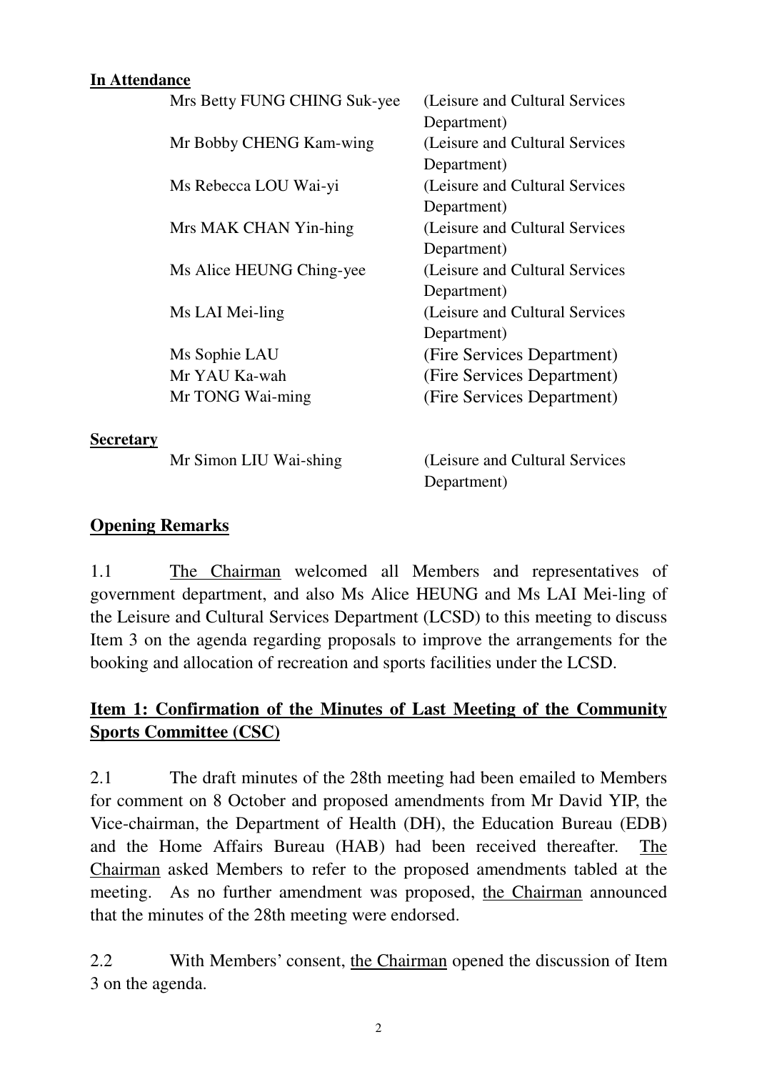**In Attendance**

| | |
|---|---|
| Mrs Betty FUNG CHING Suk-yee | (Leisure and Cultural Services Department) |
| Mr Bobby CHENG Kam-wing | (Leisure and Cultural Services Department) |
| Ms Rebecca LOU Wai-yi | (Leisure and Cultural Services Department) |
| Mrs MAK CHAN Yin-hing | (Leisure and Cultural Services Department) |
| Ms Alice HEUNG Ching-yee | (Leisure and Cultural Services Department) |
| Ms LAI Mei-ling | (Leisure and Cultural Services Department) |
| Ms Sophie LAU | (Fire Services Department) |
| Mr YAU Ka-wah | (Fire Services Department) |
| Mr TONG Wai-ming | (Fire Services Department) |

**Secretary**

| | |
|---|---|
| Mr Simon LIU Wai-shing | (Leisure and Cultural Services Department) |

## Opening Remarks

1.1 The Chairman welcomed all Members and representatives of government department, and also Ms Alice HEUNG and Ms LAI Mei-ling of the Leisure and Cultural Services Department (LCSD) to this meeting to discuss Item 3 on the agenda regarding proposals to improve the arrangements for the booking and allocation of recreation and sports facilities under the LCSD.

## Item 1: Confirmation of the Minutes of Last Meeting of the Community Sports Committee (CSC)

2.1 The draft minutes of the 28th meeting had been emailed to Members for comment on 8 October and proposed amendments from Mr David YIP, the Vice-chairman, the Department of Health (DH), the Education Bureau (EDB) and the Home Affairs Bureau (HAB) had been received thereafter. The Chairman asked Members to refer to the proposed amendments tabled at the meeting. As no further amendment was proposed, the Chairman announced that the minutes of the 28th meeting were endorsed.

2.2 With Members' consent, the Chairman opened the discussion of Item 3 on the agenda.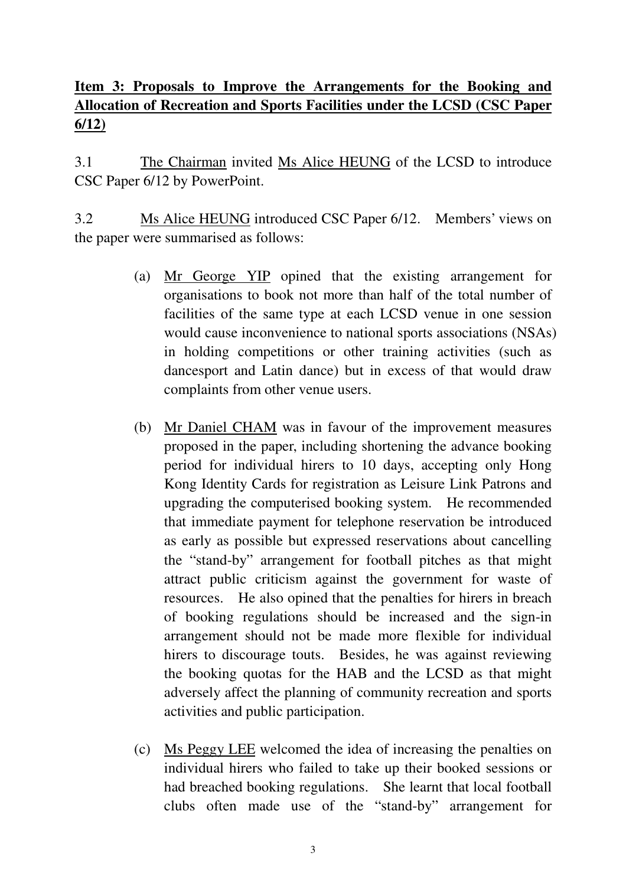**Item 3: Proposals to Improve the Arrangements for the Booking and Allocation of Recreation and Sports Facilities under the LCSD (CSC Paper 6/12)**

3.1 The Chairman invited Ms Alice HEUNG of the LCSD to introduce CSC Paper 6/12 by PowerPoint.

3.2 Ms Alice HEUNG introduced CSC Paper 6/12. Members' views on the paper were summarised as follows:

(a) Mr George YIP opined that the existing arrangement for organisations to book not more than half of the total number of facilities of the same type at each LCSD venue in one session would cause inconvenience to national sports associations (NSAs) in holding competitions or other training activities (such as dancesport and Latin dance) but in excess of that would draw complaints from other venue users.

(b) Mr Daniel CHAM was in favour of the improvement measures proposed in the paper, including shortening the advance booking period for individual hirers to 10 days, accepting only Hong Kong Identity Cards for registration as Leisure Link Patrons and upgrading the computerised booking system. He recommended that immediate payment for telephone reservation be introduced as early as possible but expressed reservations about cancelling the "stand-by" arrangement for football pitches as that might attract public criticism against the government for waste of resources. He also opined that the penalties for hirers in breach of booking regulations should be increased and the sign-in arrangement should not be made more flexible for individual hirers to discourage touts. Besides, he was against reviewing the booking quotas for the HAB and the LCSD as that might adversely affect the planning of community recreation and sports activities and public participation.

(c) Ms Peggy LEE welcomed the idea of increasing the penalties on individual hirers who failed to take up their booked sessions or had breached booking regulations. She learnt that local football clubs often made use of the "stand-by" arrangement for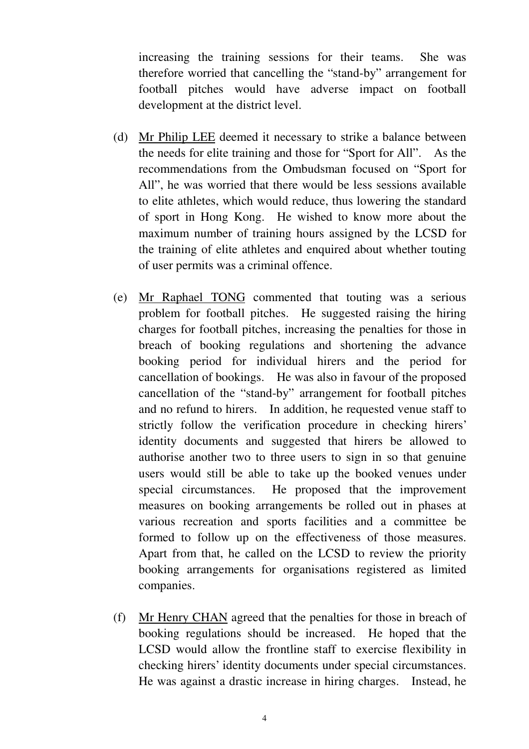increasing the training sessions for their teams. She was therefore worried that cancelling the "stand-by" arrangement for football pitches would have adverse impact on football development at the district level.

(d) Mr Philip LEE deemed it necessary to strike a balance between the needs for elite training and those for "Sport for All". As the recommendations from the Ombudsman focused on "Sport for All", he was worried that there would be less sessions available to elite athletes, which would reduce, thus lowering the standard of sport in Hong Kong. He wished to know more about the maximum number of training hours assigned by the LCSD for the training of elite athletes and enquired about whether touting of user permits was a criminal offence.

(e) Mr Raphael TONG commented that touting was a serious problem for football pitches. He suggested raising the hiring charges for football pitches, increasing the penalties for those in breach of booking regulations and shortening the advance booking period for individual hirers and the period for cancellation of bookings. He was also in favour of the proposed cancellation of the "stand-by" arrangement for football pitches and no refund to hirers. In addition, he requested venue staff to strictly follow the verification procedure in checking hirers' identity documents and suggested that hirers be allowed to authorise another two to three users to sign in so that genuine users would still be able to take up the booked venues under special circumstances. He proposed that the improvement measures on booking arrangements be rolled out in phases at various recreation and sports facilities and a committee be formed to follow up on the effectiveness of those measures. Apart from that, he called on the LCSD to review the priority booking arrangements for organisations registered as limited companies.

(f) Mr Henry CHAN agreed that the penalties for those in breach of booking regulations should be increased. He hoped that the LCSD would allow the frontline staff to exercise flexibility in checking hirers' identity documents under special circumstances. He was against a drastic increase in hiring charges. Instead, he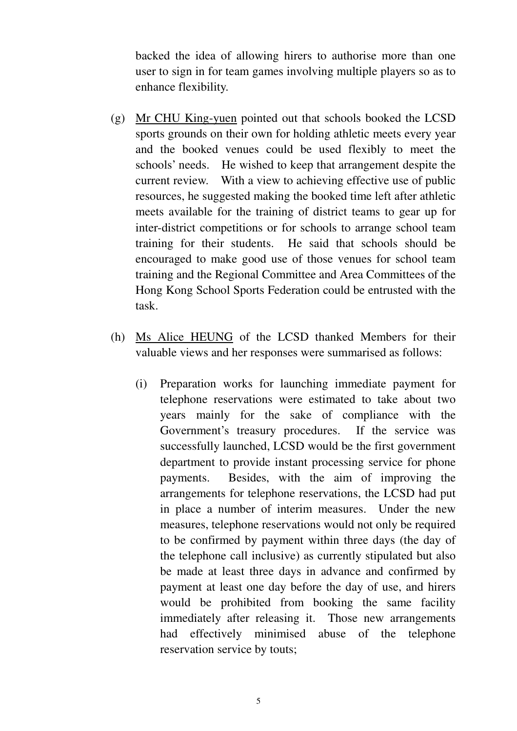backed the idea of allowing hirers to authorise more than one user to sign in for team games involving multiple players so as to enhance flexibility.

(g) Mr CHU King-yuen pointed out that schools booked the LCSD sports grounds on their own for holding athletic meets every year and the booked venues could be used flexibly to meet the schools' needs. He wished to keep that arrangement despite the current review. With a view to achieving effective use of public resources, he suggested making the booked time left after athletic meets available for the training of district teams to gear up for inter-district competitions or for schools to arrange school team training for their students. He said that schools should be encouraged to make good use of those venues for school team training and the Regional Committee and Area Committees of the Hong Kong School Sports Federation could be entrusted with the task.

(h) Ms Alice HEUNG of the LCSD thanked Members for their valuable views and her responses were summarised as follows:

   (i) Preparation works for launching immediate payment for telephone reservations were estimated to take about two years mainly for the sake of compliance with the Government's treasury procedures. If the service was successfully launched, LCSD would be the first government department to provide instant processing service for phone payments. Besides, with the aim of improving the arrangements for telephone reservations, the LCSD had put in place a number of interim measures. Under the new measures, telephone reservations would not only be required to be confirmed by payment within three days (the day of the telephone call inclusive) as currently stipulated but also be made at least three days in advance and confirmed by payment at least one day before the day of use, and hirers would be prohibited from booking the same facility immediately after releasing it. Those new arrangements had effectively minimised abuse of the telephone reservation service by touts;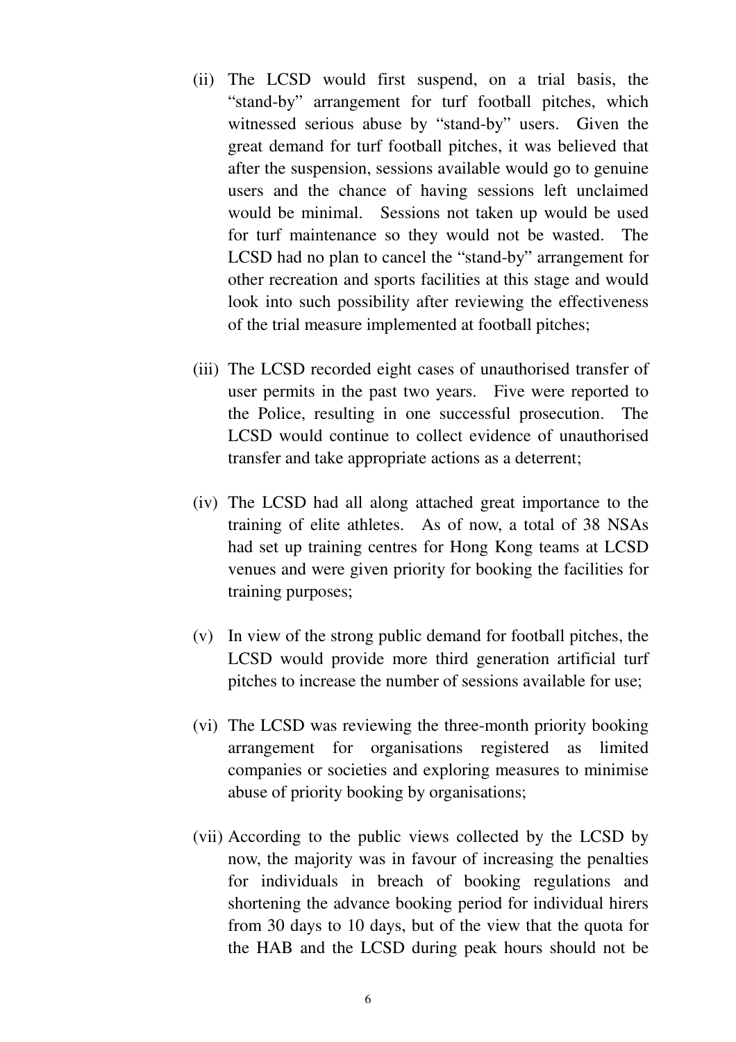(ii) The LCSD would first suspend, on a trial basis, the "stand-by" arrangement for turf football pitches, which witnessed serious abuse by "stand-by" users. Given the great demand for turf football pitches, it was believed that after the suspension, sessions available would go to genuine users and the chance of having sessions left unclaimed would be minimal. Sessions not taken up would be used for turf maintenance so they would not be wasted. The LCSD had no plan to cancel the "stand-by" arrangement for other recreation and sports facilities at this stage and would look into such possibility after reviewing the effectiveness of the trial measure implemented at football pitches;

(iii) The LCSD recorded eight cases of unauthorised transfer of user permits in the past two years. Five were reported to the Police, resulting in one successful prosecution. The LCSD would continue to collect evidence of unauthorised transfer and take appropriate actions as a deterrent;

(iv) The LCSD had all along attached great importance to the training of elite athletes. As of now, a total of 38 NSAs had set up training centres for Hong Kong teams at LCSD venues and were given priority for booking the facilities for training purposes;

(v) In view of the strong public demand for football pitches, the LCSD would provide more third generation artificial turf pitches to increase the number of sessions available for use;

(vi) The LCSD was reviewing the three-month priority booking arrangement for organisations registered as limited companies or societies and exploring measures to minimise abuse of priority booking by organisations;

(vii) According to the public views collected by the LCSD by now, the majority was in favour of increasing the penalties for individuals in breach of booking regulations and shortening the advance booking period for individual hirers from 30 days to 10 days, but of the view that the quota for the HAB and the LCSD during peak hours should not be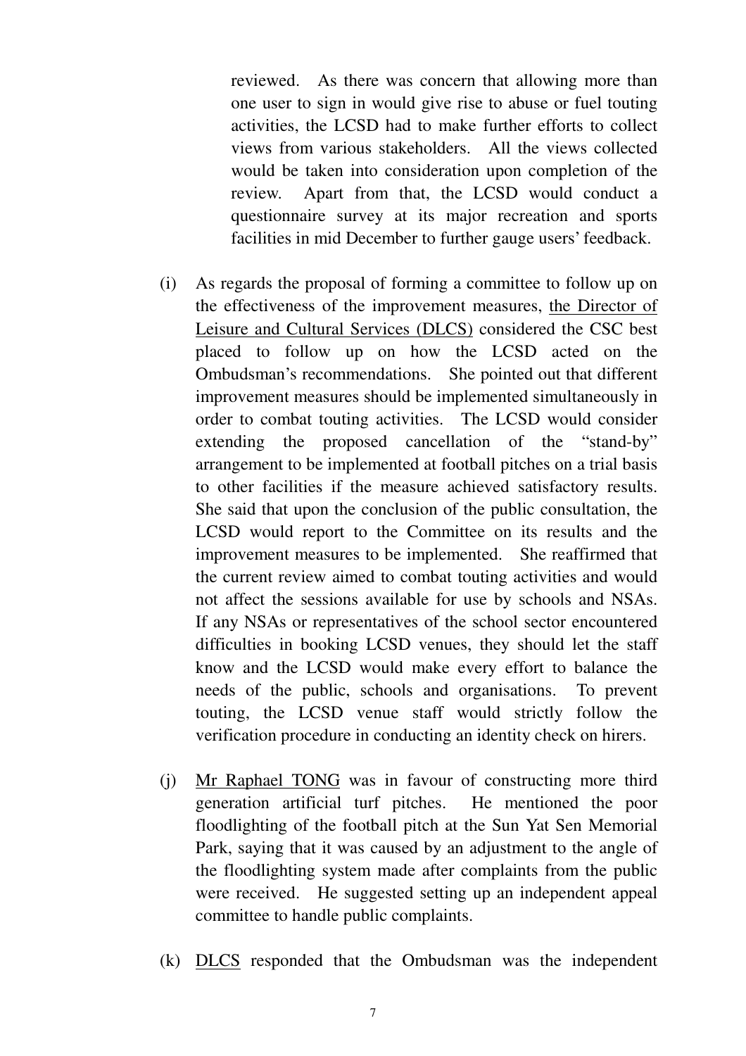reviewed. As there was concern that allowing more than one user to sign in would give rise to abuse or fuel touting activities, the LCSD had to make further efforts to collect views from various stakeholders. All the views collected would be taken into consideration upon completion of the review. Apart from that, the LCSD would conduct a questionnaire survey at its major recreation and sports facilities in mid December to further gauge users' feedback.

(i) As regards the proposal of forming a committee to follow up on the effectiveness of the improvement measures, <u>the Director of Leisure and Cultural Services (DLCS)</u> considered the CSC best placed to follow up on how the LCSD acted on the Ombudsman's recommendations. She pointed out that different improvement measures should be implemented simultaneously in order to combat touting activities. The LCSD would consider extending the proposed cancellation of the "stand-by" arrangement to be implemented at football pitches on a trial basis to other facilities if the measure achieved satisfactory results. She said that upon the conclusion of the public consultation, the LCSD would report to the Committee on its results and the improvement measures to be implemented. She reaffirmed that the current review aimed to combat touting activities and would not affect the sessions available for use by schools and NSAs. If any NSAs or representatives of the school sector encountered difficulties in booking LCSD venues, they should let the staff know and the LCSD would make every effort to balance the needs of the public, schools and organisations. To prevent touting, the LCSD venue staff would strictly follow the verification procedure in conducting an identity check on hirers.

(j) <u>Mr Raphael TONG</u> was in favour of constructing more third generation artificial turf pitches. He mentioned the poor floodlighting of the football pitch at the Sun Yat Sen Memorial Park, saying that it was caused by an adjustment to the angle of the floodlighting system made after complaints from the public were received. He suggested setting up an independent appeal committee to handle public complaints.

(k) <u>DLCS</u> responded that the Ombudsman was the independent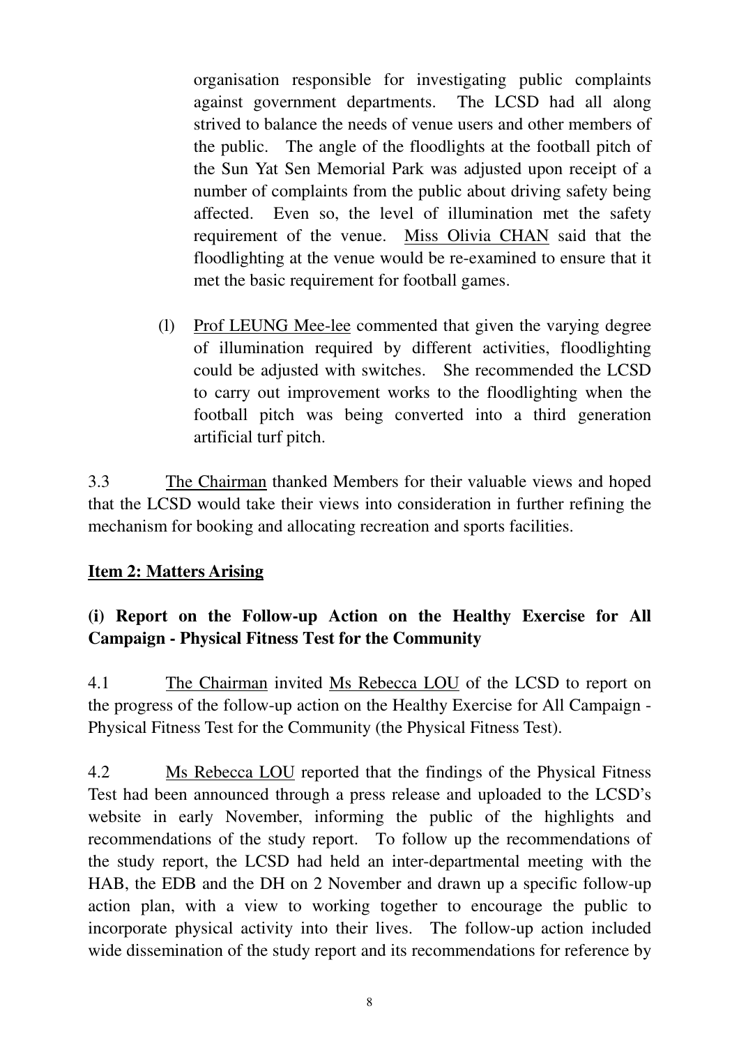organisation responsible for investigating public complaints against government departments. The LCSD had all along strived to balance the needs of venue users and other members of the public. The angle of the floodlights at the football pitch of the Sun Yat Sen Memorial Park was adjusted upon receipt of a number of complaints from the public about driving safety being affected. Even so, the level of illumination met the safety requirement of the venue. Miss Olivia CHAN said that the floodlighting at the venue would be re-examined to ensure that it met the basic requirement for football games.

(l) Prof LEUNG Mee-lee commented that given the varying degree of illumination required by different activities, floodlighting could be adjusted with switches. She recommended the LCSD to carry out improvement works to the floodlighting when the football pitch was being converted into a third generation artificial turf pitch.

3.3 The Chairman thanked Members for their valuable views and hoped that the LCSD would take their views into consideration in further refining the mechanism for booking and allocating recreation and sports facilities.

**Item 2: Matters Arising**

**(i) Report on the Follow-up Action on the Healthy Exercise for All Campaign - Physical Fitness Test for the Community**

4.1 The Chairman invited Ms Rebecca LOU of the LCSD to report on the progress of the follow-up action on the Healthy Exercise for All Campaign - Physical Fitness Test for the Community (the Physical Fitness Test).

4.2 Ms Rebecca LOU reported that the findings of the Physical Fitness Test had been announced through a press release and uploaded to the LCSD's website in early November, informing the public of the highlights and recommendations of the study report. To follow up the recommendations of the study report, the LCSD had held an inter-departmental meeting with the HAB, the EDB and the DH on 2 November and drawn up a specific follow-up action plan, with a view to working together to encourage the public to incorporate physical activity into their lives. The follow-up action included wide dissemination of the study report and its recommendations for reference by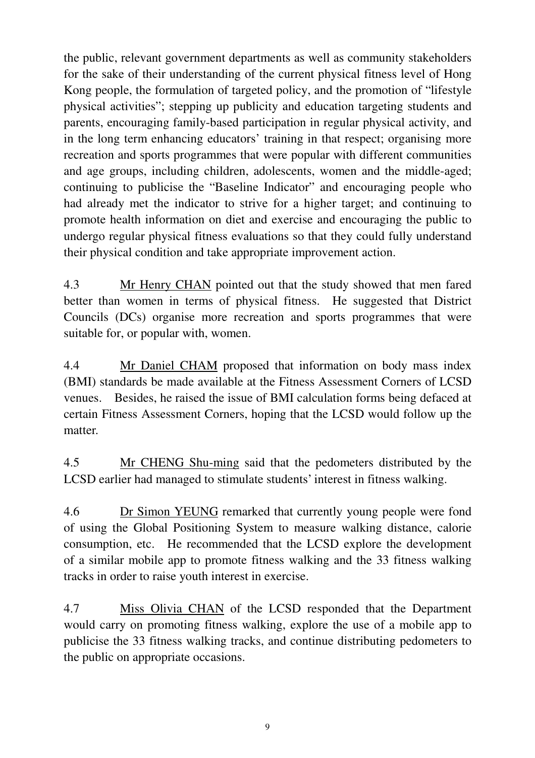the public, relevant government departments as well as community stakeholders for the sake of their understanding of the current physical fitness level of Hong Kong people, the formulation of targeted policy, and the promotion of "lifestyle physical activities"; stepping up publicity and education targeting students and parents, encouraging family-based participation in regular physical activity, and in the long term enhancing educators' training in that respect; organising more recreation and sports programmes that were popular with different communities and age groups, including children, adolescents, women and the middle-aged; continuing to publicise the "Baseline Indicator" and encouraging people who had already met the indicator to strive for a higher target; and continuing to promote health information on diet and exercise and encouraging the public to undergo regular physical fitness evaluations so that they could fully understand their physical condition and take appropriate improvement action.

4.3 Mr Henry CHAN pointed out that the study showed that men fared better than women in terms of physical fitness. He suggested that District Councils (DCs) organise more recreation and sports programmes that were suitable for, or popular with, women.

4.4 Mr Daniel CHAM proposed that information on body mass index (BMI) standards be made available at the Fitness Assessment Corners of LCSD venues. Besides, he raised the issue of BMI calculation forms being defaced at certain Fitness Assessment Corners, hoping that the LCSD would follow up the matter.

4.5 Mr CHENG Shu-ming said that the pedometers distributed by the LCSD earlier had managed to stimulate students' interest in fitness walking.

4.6 Dr Simon YEUNG remarked that currently young people were fond of using the Global Positioning System to measure walking distance, calorie consumption, etc. He recommended that the LCSD explore the development of a similar mobile app to promote fitness walking and the 33 fitness walking tracks in order to raise youth interest in exercise.

4.7 Miss Olivia CHAN of the LCSD responded that the Department would carry on promoting fitness walking, explore the use of a mobile app to publicise the 33 fitness walking tracks, and continue distributing pedometers to the public on appropriate occasions.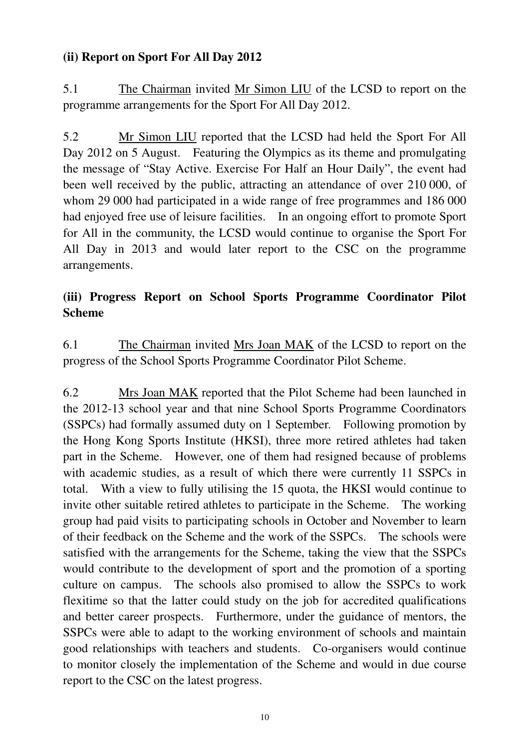**(ii) Report on Sport For All Day 2012**

5.1 The Chairman invited Mr Simon LIU of the LCSD to report on the programme arrangements for the Sport For All Day 2012.

5.2 Mr Simon LIU reported that the LCSD had held the Sport For All Day 2012 on 5 August. Featuring the Olympics as its theme and promulgating the message of "Stay Active. Exercise For Half an Hour Daily", the event had been well received by the public, attracting an attendance of over 210 000, of whom 29 000 had participated in a wide range of free programmes and 186 000 had enjoyed free use of leisure facilities. In an ongoing effort to promote Sport for All in the community, the LCSD would continue to organise the Sport For All Day in 2013 and would later report to the CSC on the programme arrangements.

**(iii) Progress Report on School Sports Programme Coordinator Pilot Scheme**

6.1 The Chairman invited Mrs Joan MAK of the LCSD to report on the progress of the School Sports Programme Coordinator Pilot Scheme.

6.2 Mrs Joan MAK reported that the Pilot Scheme had been launched in the 2012-13 school year and that nine School Sports Programme Coordinators (SSPCs) had formally assumed duty on 1 September. Following promotion by the Hong Kong Sports Institute (HKSI), three more retired athletes had taken part in the Scheme. However, one of them had resigned because of problems with academic studies, as a result of which there were currently 11 SSPCs in total. With a view to fully utilising the 15 quota, the HKSI would continue to invite other suitable retired athletes to participate in the Scheme. The working group had paid visits to participating schools in October and November to learn of their feedback on the Scheme and the work of the SSPCs. The schools were satisfied with the arrangements for the Scheme, taking the view that the SSPCs would contribute to the development of sport and the promotion of a sporting culture on campus. The schools also promised to allow the SSPCs to work flexitime so that the latter could study on the job for accredited qualifications and better career prospects. Furthermore, under the guidance of mentors, the SSPCs were able to adapt to the working environment of schools and maintain good relationships with teachers and students. Co-organisers would continue to monitor closely the implementation of the Scheme and would in due course report to the CSC on the latest progress.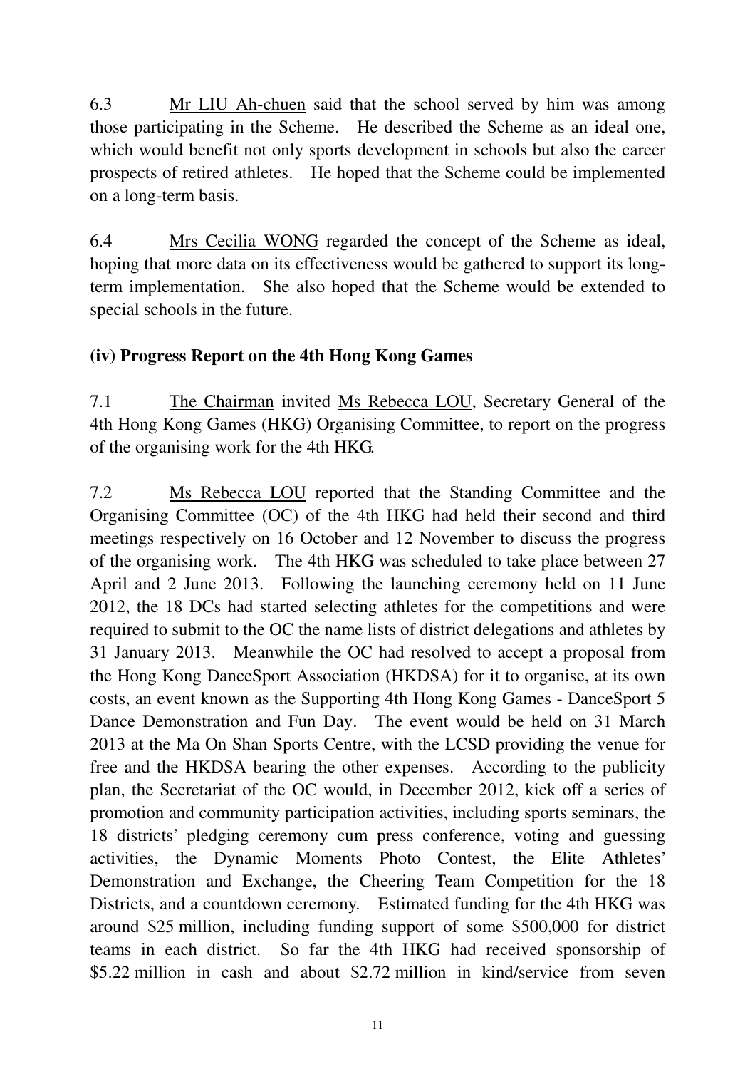6.3 Mr LIU Ah-chuen said that the school served by him was among those participating in the Scheme. He described the Scheme as an ideal one, which would benefit not only sports development in schools but also the career prospects of retired athletes. He hoped that the Scheme could be implemented on a long-term basis.

6.4 Mrs Cecilia WONG regarded the concept of the Scheme as ideal, hoping that more data on its effectiveness would be gathered to support its long-term implementation. She also hoped that the Scheme would be extended to special schools in the future.

### (iv) Progress Report on the 4th Hong Kong Games

7.1 The Chairman invited Ms Rebecca LOU, Secretary General of the 4th Hong Kong Games (HKG) Organising Committee, to report on the progress of the organising work for the 4th HKG.

7.2 Ms Rebecca LOU reported that the Standing Committee and the Organising Committee (OC) of the 4th HKG had held their second and third meetings respectively on 16 October and 12 November to discuss the progress of the organising work. The 4th HKG was scheduled to take place between 27 April and 2 June 2013. Following the launching ceremony held on 11 June 2012, the 18 DCs had started selecting athletes for the competitions and were required to submit to the OC the name lists of district delegations and athletes by 31 January 2013. Meanwhile the OC had resolved to accept a proposal from the Hong Kong DanceSport Association (HKDSA) for it to organise, at its own costs, an event known as the Supporting 4th Hong Kong Games - DanceSport 5 Dance Demonstration and Fun Day. The event would be held on 31 March 2013 at the Ma On Shan Sports Centre, with the LCSD providing the venue for free and the HKDSA bearing the other expenses. According to the publicity plan, the Secretariat of the OC would, in December 2012, kick off a series of promotion and community participation activities, including sports seminars, the 18 districts' pledging ceremony cum press conference, voting and guessing activities, the Dynamic Moments Photo Contest, the Elite Athletes' Demonstration and Exchange, the Cheering Team Competition for the 18 Districts, and a countdown ceremony. Estimated funding for the 4th HKG was around $25 million, including funding support of some $500,000 for district teams in each district. So far the 4th HKG had received sponsorship of $5.22 million in cash and about $2.72 million in kind/service from seven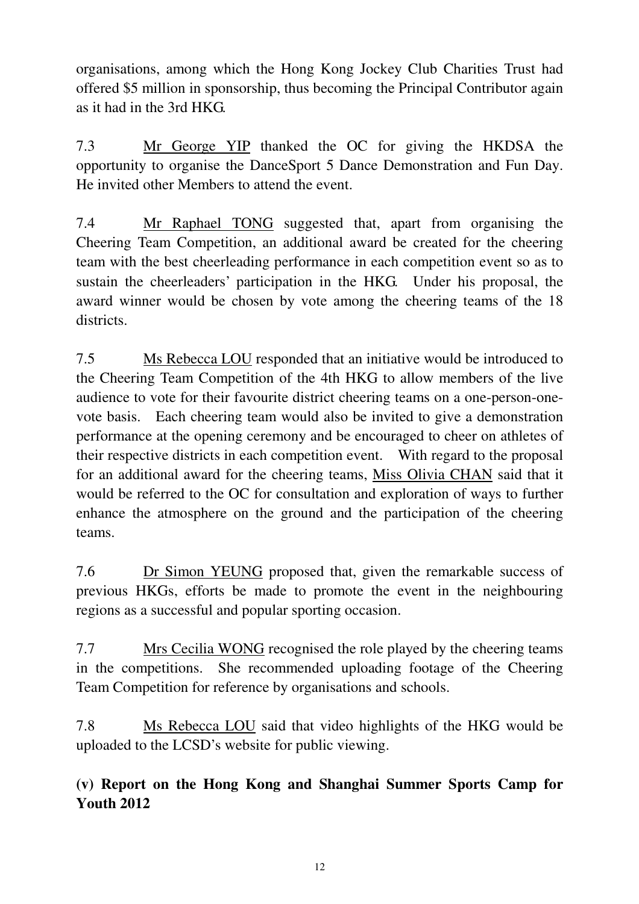organisations, among which the Hong Kong Jockey Club Charities Trust had offered $5 million in sponsorship, thus becoming the Principal Contributor again as it had in the 3rd HKG.

7.3 Mr George YIP thanked the OC for giving the HKDSA the opportunity to organise the DanceSport 5 Dance Demonstration and Fun Day. He invited other Members to attend the event.

7.4 Mr Raphael TONG suggested that, apart from organising the Cheering Team Competition, an additional award be created for the cheering team with the best cheerleading performance in each competition event so as to sustain the cheerleaders' participation in the HKG. Under his proposal, the award winner would be chosen by vote among the cheering teams of the 18 districts.

7.5 Ms Rebecca LOU responded that an initiative would be introduced to the Cheering Team Competition of the 4th HKG to allow members of the live audience to vote for their favourite district cheering teams on a one-person-one-vote basis. Each cheering team would also be invited to give a demonstration performance at the opening ceremony and be encouraged to cheer on athletes of their respective districts in each competition event. With regard to the proposal for an additional award for the cheering teams, Miss Olivia CHAN said that it would be referred to the OC for consultation and exploration of ways to further enhance the atmosphere on the ground and the participation of the cheering teams.

7.6 Dr Simon YEUNG proposed that, given the remarkable success of previous HKGs, efforts be made to promote the event in the neighbouring regions as a successful and popular sporting occasion.

7.7 Mrs Cecilia WONG recognised the role played by the cheering teams in the competitions. She recommended uploading footage of the Cheering Team Competition for reference by organisations and schools.

7.8 Ms Rebecca LOU said that video highlights of the HKG would be uploaded to the LCSD's website for public viewing.

**(v) Report on the Hong Kong and Shanghai Summer Sports Camp for Youth 2012**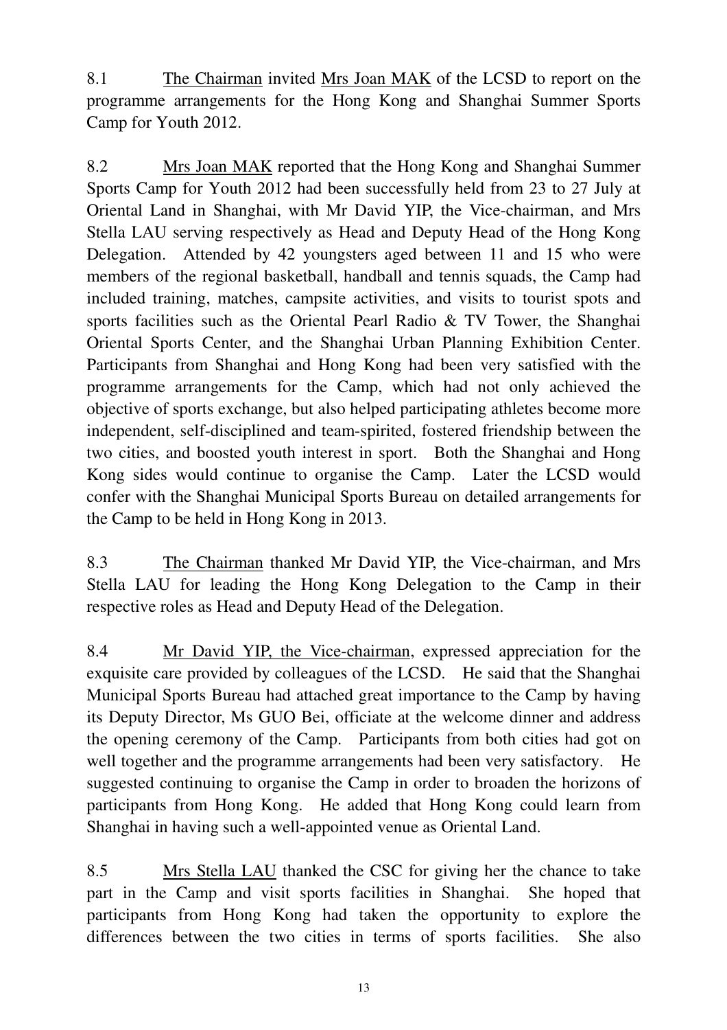8.1 The Chairman invited Mrs Joan MAK of the LCSD to report on the programme arrangements for the Hong Kong and Shanghai Summer Sports Camp for Youth 2012.

8.2 Mrs Joan MAK reported that the Hong Kong and Shanghai Summer Sports Camp for Youth 2012 had been successfully held from 23 to 27 July at Oriental Land in Shanghai, with Mr David YIP, the Vice-chairman, and Mrs Stella LAU serving respectively as Head and Deputy Head of the Hong Kong Delegation. Attended by 42 youngsters aged between 11 and 15 who were members of the regional basketball, handball and tennis squads, the Camp had included training, matches, campsite activities, and visits to tourist spots and sports facilities such as the Oriental Pearl Radio & TV Tower, the Shanghai Oriental Sports Center, and the Shanghai Urban Planning Exhibition Center. Participants from Shanghai and Hong Kong had been very satisfied with the programme arrangements for the Camp, which had not only achieved the objective of sports exchange, but also helped participating athletes become more independent, self-disciplined and team-spirited, fostered friendship between the two cities, and boosted youth interest in sport. Both the Shanghai and Hong Kong sides would continue to organise the Camp. Later the LCSD would confer with the Shanghai Municipal Sports Bureau on detailed arrangements for the Camp to be held in Hong Kong in 2013.

8.3 The Chairman thanked Mr David YIP, the Vice-chairman, and Mrs Stella LAU for leading the Hong Kong Delegation to the Camp in their respective roles as Head and Deputy Head of the Delegation.

8.4 Mr David YIP, the Vice-chairman, expressed appreciation for the exquisite care provided by colleagues of the LCSD. He said that the Shanghai Municipal Sports Bureau had attached great importance to the Camp by having its Deputy Director, Ms GUO Bei, officiate at the welcome dinner and address the opening ceremony of the Camp. Participants from both cities had got on well together and the programme arrangements had been very satisfactory. He suggested continuing to organise the Camp in order to broaden the horizons of participants from Hong Kong. He added that Hong Kong could learn from Shanghai in having such a well-appointed venue as Oriental Land.

8.5 Mrs Stella LAU thanked the CSC for giving her the chance to take part in the Camp and visit sports facilities in Shanghai. She hoped that participants from Hong Kong had taken the opportunity to explore the differences between the two cities in terms of sports facilities. She also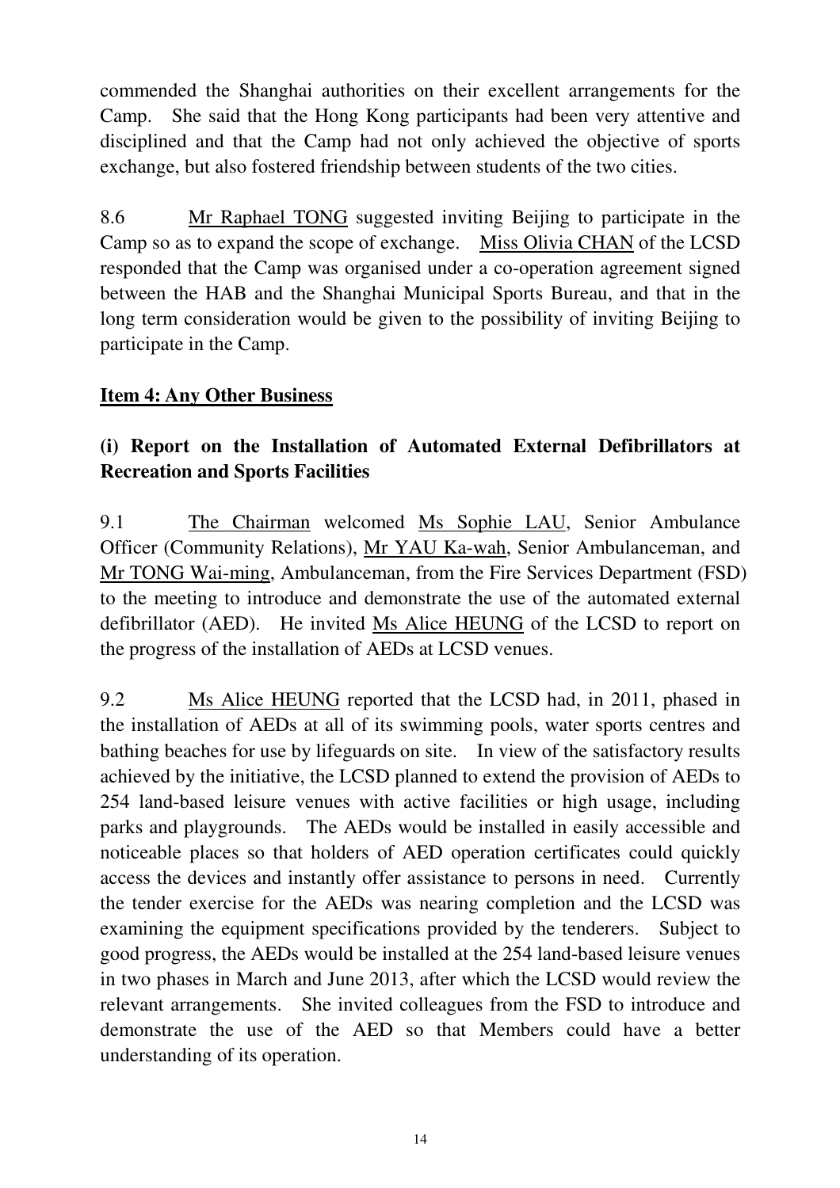commended the Shanghai authorities on their excellent arrangements for the Camp. She said that the Hong Kong participants had been very attentive and disciplined and that the Camp had not only achieved the objective of sports exchange, but also fostered friendship between students of the two cities.

8.6 Mr Raphael TONG suggested inviting Beijing to participate in the Camp so as to expand the scope of exchange. Miss Olivia CHAN of the LCSD responded that the Camp was organised under a co-operation agreement signed between the HAB and the Shanghai Municipal Sports Bureau, and that in the long term consideration would be given to the possibility of inviting Beijing to participate in the Camp.

## Item 4: Any Other Business

### (i) Report on the Installation of Automated External Defibrillators at Recreation and Sports Facilities

9.1 The Chairman welcomed Ms Sophie LAU, Senior Ambulance Officer (Community Relations), Mr YAU Ka-wah, Senior Ambulanceman, and Mr TONG Wai-ming, Ambulanceman, from the Fire Services Department (FSD) to the meeting to introduce and demonstrate the use of the automated external defibrillator (AED). He invited Ms Alice HEUNG of the LCSD to report on the progress of the installation of AEDs at LCSD venues.

9.2 Ms Alice HEUNG reported that the LCSD had, in 2011, phased in the installation of AEDs at all of its swimming pools, water sports centres and bathing beaches for use by lifeguards on site. In view of the satisfactory results achieved by the initiative, the LCSD planned to extend the provision of AEDs to 254 land-based leisure venues with active facilities or high usage, including parks and playgrounds. The AEDs would be installed in easily accessible and noticeable places so that holders of AED operation certificates could quickly access the devices and instantly offer assistance to persons in need. Currently the tender exercise for the AEDs was nearing completion and the LCSD was examining the equipment specifications provided by the tenderers. Subject to good progress, the AEDs would be installed at the 254 land-based leisure venues in two phases in March and June 2013, after which the LCSD would review the relevant arrangements. She invited colleagues from the FSD to introduce and demonstrate the use of the AED so that Members could have a better understanding of its operation.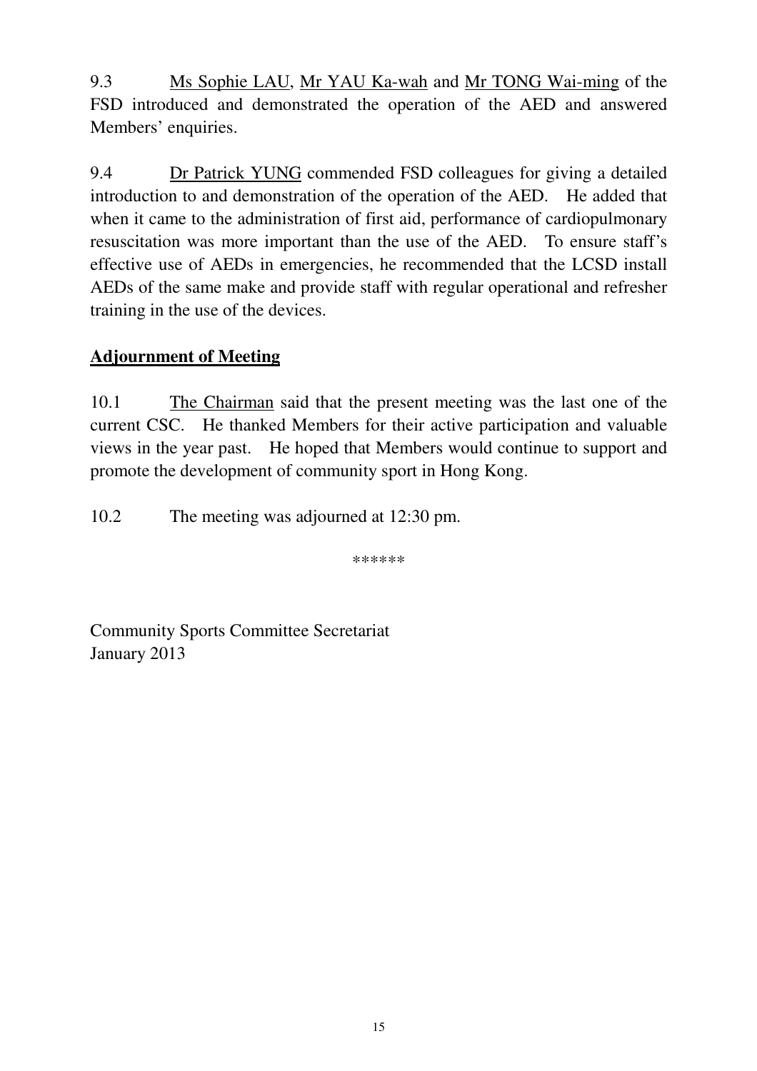9.3 Ms Sophie LAU, Mr YAU Ka-wah and Mr TONG Wai-ming of the FSD introduced and demonstrated the operation of the AED and answered Members' enquiries.

9.4 Dr Patrick YUNG commended FSD colleagues for giving a detailed introduction to and demonstration of the operation of the AED. He added that when it came to the administration of first aid, performance of cardiopulmonary resuscitation was more important than the use of the AED. To ensure staff's effective use of AEDs in emergencies, he recommended that the LCSD install AEDs of the same make and provide staff with regular operational and refresher training in the use of the devices.

## Adjournment of Meeting

10.1 The Chairman said that the present meeting was the last one of the current CSC. He thanked Members for their active participation and valuable views in the year past. He hoped that Members would continue to support and promote the development of community sport in Hong Kong.

10.2 The meeting was adjourned at 12:30 pm.

******

Community Sports Committee Secretariat
January 2013